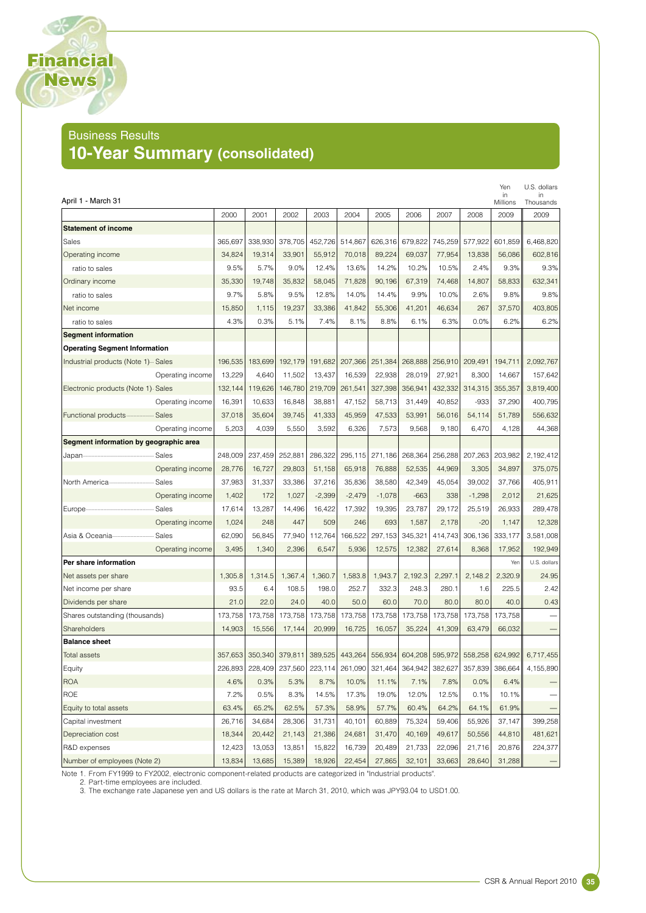Financial News

## Business Results

# 10-Year Summary (consolidated)

April 1 - March 31

| | 2000 | 2001 | 2002 | 2003 | 2004 | 2005 | 2006 | 2007 | 2008 | 2009 (Yen in Millions) | 2009 (U.S. dollars in Thousands) |
|---|---|---|---|---|---|---|---|---|---|---|---|
| **Statement of income** | | | | | | | | | | | |
| Sales | 365,697 | 338,930 | 378,705 | 452,726 | 514,867 | 626,316 | 679,822 | 745,259 | 577,922 | 601,859 | 6,468,820 |
| Operating income | 34,824 | 19,314 | 33,901 | 55,912 | 70,018 | 89,224 | 69,037 | 77,954 | 13,838 | 56,086 | 602,816 |
| ratio to sales | 9.5% | 5.7% | 9.0% | 12.4% | 13.6% | 14.2% | 10.2% | 10.5% | 2.4% | 9.3% | 9.3% |
| Ordinary income | 35,330 | 19,748 | 35,832 | 58,045 | 71,828 | 90,196 | 67,319 | 74,468 | 14,807 | 58,833 | 632,341 |
| ratio to sales | 9.7% | 5.8% | 9.5% | 12.8% | 14.0% | 14.4% | 9.9% | 10.0% | 2.6% | 9.8% | 9.8% |
| Net income | 15,850 | 1,115 | 19,237 | 33,386 | 41,842 | 55,306 | 41,201 | 46,634 | 267 | 37,570 | 403,805 |
| ratio to sales | 4.3% | 0.3% | 5.1% | 7.4% | 8.1% | 8.8% | 6.1% | 6.3% | 0.0% | 6.2% | 6.2% |
| **Segment information** | | | | | | | | | | | |
| **Operating Segment Information** | | | | | | | | | | | |
| Industrial products (Note 1) Sales | 196,535 | 183,699 | 192,179 | 191,682 | 207,366 | 251,384 | 268,888 | 256,910 | 209,491 | 194,711 | 2,092,767 |
| Operating income | 13,229 | 4,640 | 11,502 | 13,437 | 16,539 | 22,938 | 28,019 | 27,921 | 8,300 | 14,667 | 157,642 |
| Electronic products (Note 1) Sales | 132,144 | 119,626 | 146,780 | 219,709 | 261,541 | 327,398 | 356,941 | 432,332 | 314,315 | 355,357 | 3,819,400 |
| Operating income | 16,391 | 10,633 | 16,848 | 38,881 | 47,152 | 58,713 | 31,449 | 40,852 | -933 | 37,290 | 400,795 |
| Functional products Sales | 37,018 | 35,604 | 39,745 | 41,333 | 45,959 | 47,533 | 53,991 | 56,016 | 54,114 | 51,789 | 556,632 |
| Operating income | 5,203 | 4,039 | 5,550 | 3,592 | 6,326 | 7,573 | 9,568 | 9,180 | 6,470 | 4,128 | 44,368 |
| **Segment information by geographic area** | | | | | | | | | | | |
| Japan Sales | 248,009 | 237,459 | 252,881 | 286,322 | 295,115 | 271,186 | 268,364 | 256,288 | 207,263 | 203,982 | 2,192,412 |
| Operating income | 28,776 | 16,727 | 29,803 | 51,158 | 65,918 | 76,888 | 52,535 | 44,969 | 3,305 | 34,897 | 375,075 |
| North America Sales | 37,983 | 31,337 | 33,386 | 37,216 | 35,836 | 38,580 | 42,349 | 45,054 | 39,002 | 37,766 | 405,911 |
| Operating income | 1,402 | 172 | 1,027 | -2,399 | -2,479 | -1,078 | -663 | 338 | -1,298 | 2,012 | 21,625 |
| Europe Sales | 17,614 | 13,287 | 14,496 | 16,422 | 17,392 | 19,395 | 23,787 | 29,172 | 25,519 | 26,933 | 289,478 |
| Operating income | 1,024 | 248 | 447 | 509 | 246 | 693 | 1,587 | 2,178 | -20 | 1,147 | 12,328 |
| Asia & Oceania Sales | 62,090 | 56,845 | 77,940 | 112,764 | 166,522 | 297,153 | 345,321 | 414,743 | 306,136 | 333,177 | 3,581,008 |
| Operating income | 3,495 | 1,340 | 2,396 | 6,547 | 5,936 | 12,575 | 12,382 | 27,614 | 8,368 | 17,952 | 192,949 |
| **Per share information** | | | | | | | | | | Yen | U.S. dollars |
| Net assets per share | 1,305.8 | 1,314.5 | 1,367.4 | 1,360.7 | 1,583.8 | 1,943.7 | 2,192.3 | 2,297.1 | 2,148.2 | 2,320.9 | 24.95 |
| Net income per share | 93.5 | 6.4 | 108.5 | 198.0 | 252.7 | 332.3 | 248.3 | 280.1 | 1.6 | 225.5 | 2.42 |
| Dividends per share | 21.0 | 22.0 | 24.0 | 40.0 | 50.0 | 60.0 | 70.0 | 80.0 | 80.0 | 40.0 | 0.43 |
| Shares outstanding (thousands) | 173,758 | 173,758 | 173,758 | 173,758 | 173,758 | 173,758 | 173,758 | 173,758 | 173,758 | 173,758 | — |
| Shareholders | 14,903 | 15,556 | 17,144 | 20,999 | 16,725 | 16,057 | 35,224 | 41,309 | 63,479 | 66,032 | — |
| **Balance sheet** | | | | | | | | | | | |
| Total assets | 357,653 | 350,340 | 379,811 | 389,525 | 443,264 | 556,934 | 604,208 | 595,972 | 558,258 | 624,992 | 6,717,455 |
| Equity | 226,893 | 228,409 | 237,560 | 223,114 | 261,090 | 321,464 | 364,942 | 382,627 | 357,839 | 386,664 | 4,155,890 |
| ROA | 4.6% | 0.3% | 5.3% | 8.7% | 10.0% | 11.1% | 7.1% | 7.8% | 0.0% | 6.4% | — |
| ROE | 7.2% | 0.5% | 8.3% | 14.5% | 17.3% | 19.0% | 12.0% | 12.5% | 0.1% | 10.1% | — |
| Equity to total assets | 63.4% | 65.2% | 62.5% | 57.3% | 58.9% | 57.7% | 60.4% | 64.2% | 64.1% | 61.9% | — |
| Capital investment | 26,716 | 34,684 | 28,306 | 31,731 | 40,101 | 60,889 | 75,324 | 59,406 | 55,926 | 37,147 | 399,258 |
| Depreciation cost | 18,344 | 20,442 | 21,143 | 21,386 | 24,681 | 31,470 | 40,169 | 49,617 | 50,556 | 44,810 | 481,621 |
| R&D expenses | 12,423 | 13,053 | 13,851 | 15,822 | 16,739 | 20,489 | 21,733 | 22,096 | 21,716 | 20,876 | 224,377 |
| Number of employees (Note 2) | 13,834 | 13,685 | 15,389 | 18,926 | 22,454 | 27,865 | 32,101 | 33,663 | 28,640 | 31,288 | — |

Note 1. From FY1999 to FY2002, electronic component-related products are categorized in "Industrial products".
2. Part-time employees are included.
3. The exchange rate Japanese yen and US dollars is the rate at March 31, 2010, which was JPY93.04 to USD1.00.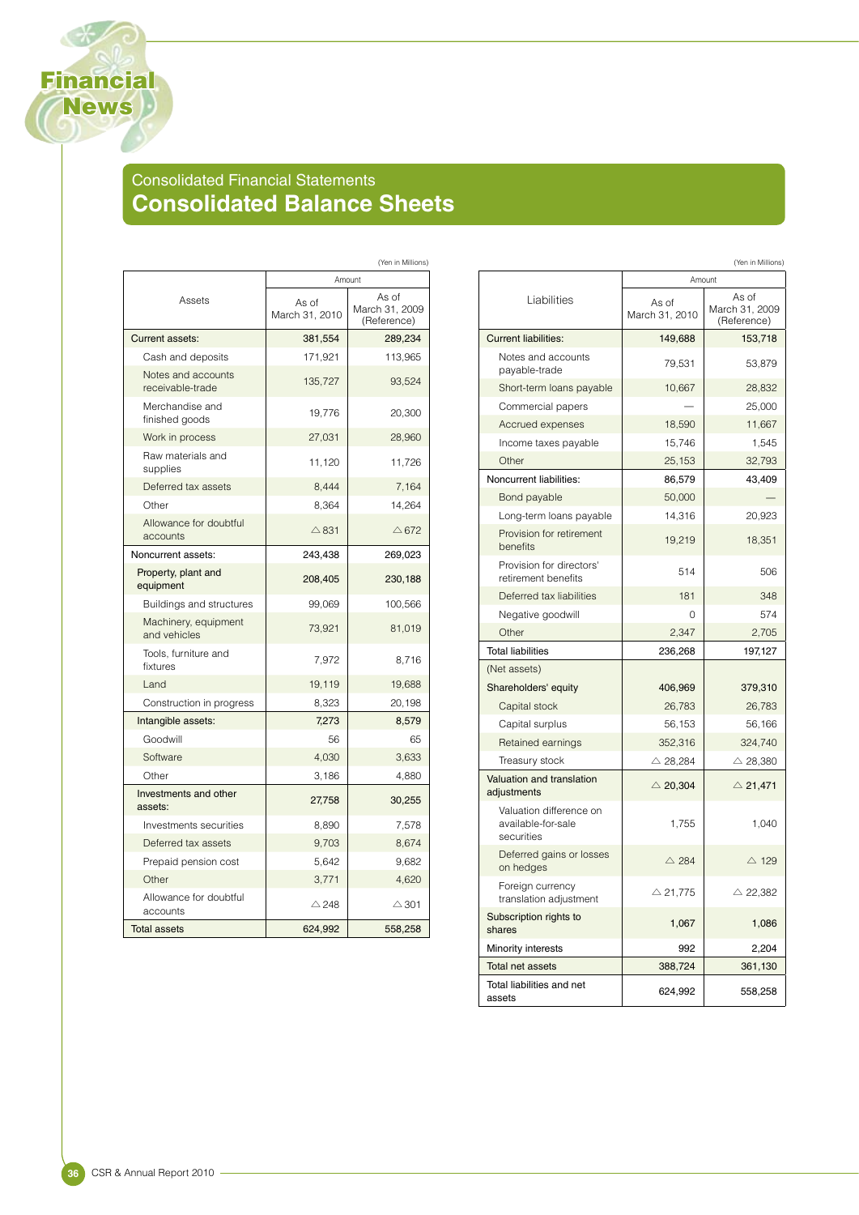Financial News

## Consolidated Financial Statements

# Consolidated Balance Sheets

(Yen in Millions)

| Assets | Amount | |
|---|---|---|
| | As of March 31, 2010 | As of March 31, 2009 (Reference) |
| Current assets: | 381,554 | 289,234 |
| Cash and deposits | 171,921 | 113,965 |
| Notes and accounts receivable-trade | 135,727 | 93,524 |
| Merchandise and finished goods | 19,776 | 20,300 |
| Work in process | 27,031 | 28,960 |
| Raw materials and supplies | 11,120 | 11,726 |
| Deferred tax assets | 8,444 | 7,164 |
| Other | 8,364 | 14,264 |
| Allowance for doubtful accounts | △831 | △672 |
| Noncurrent assets: | 243,438 | 269,023 |
| Property, plant and equipment | 208,405 | 230,188 |
| Buildings and structures | 99,069 | 100,566 |
| Machinery, equipment and vehicles | 73,921 | 81,019 |
| Tools, furniture and fixtures | 7,972 | 8,716 |
| Land | 19,119 | 19,688 |
| Construction in progress | 8,323 | 20,198 |
| Intangible assets: | 7,273 | 8,579 |
| Goodwill | 56 | 65 |
| Software | 4,030 | 3,633 |
| Other | 3,186 | 4,880 |
| Investments and other assets: | 27,758 | 30,255 |
| Investments securities | 8,890 | 7,578 |
| Deferred tax assets | 9,703 | 8,674 |
| Prepaid pension cost | 5,642 | 9,682 |
| Other | 3,771 | 4,620 |
| Allowance for doubtful accounts | △248 | △301 |
| Total assets | 624,992 | 558,258 |

(Yen in Millions)

| Liabilities | Amount | |
|---|---|---|
| | As of March 31, 2010 | As of March 31, 2009 (Reference) |
| Current liabilities: | 149,688 | 153,718 |
| Notes and accounts payable-trade | 79,531 | 53,879 |
| Short-term loans payable | 10,667 | 28,832 |
| Commercial papers | — | 25,000 |
| Accrued expenses | 18,590 | 11,667 |
| Income taxes payable | 15,746 | 1,545 |
| Other | 25,153 | 32,793 |
| Noncurrent liabilities: | 86,579 | 43,409 |
| Bond payable | 50,000 | — |
| Long-term loans payable | 14,316 | 20,923 |
| Provision for retirement benefits | 19,219 | 18,351 |
| Provision for directors' retirement benefits | 514 | 506 |
| Deferred tax liabilities | 181 | 348 |
| Negative goodwill | 0 | 574 |
| Other | 2,347 | 2,705 |
| Total liabilities | 236,268 | 197,127 |
| (Net assets) | | |
| Shareholders' equity | 406,969 | 379,310 |
| Capital stock | 26,783 | 26,783 |
| Capital surplus | 56,153 | 56,166 |
| Retained earnings | 352,316 | 324,740 |
| Treasury stock | △ 28,284 | △ 28,380 |
| Valuation and translation adjustments | △ 20,304 | △ 21,471 |
| Valuation difference on available-for-sale securities | 1,755 | 1,040 |
| Deferred gains or losses on hedges | △ 284 | △ 129 |
| Foreign currency translation adjustment | △ 21,775 | △ 22,382 |
| Subscription rights to shares | 1,067 | 1,086 |
| Minority interests | 992 | 2,204 |
| Total net assets | 388,724 | 361,130 |
| Total liabilities and net assets | 624,992 | 558,258 |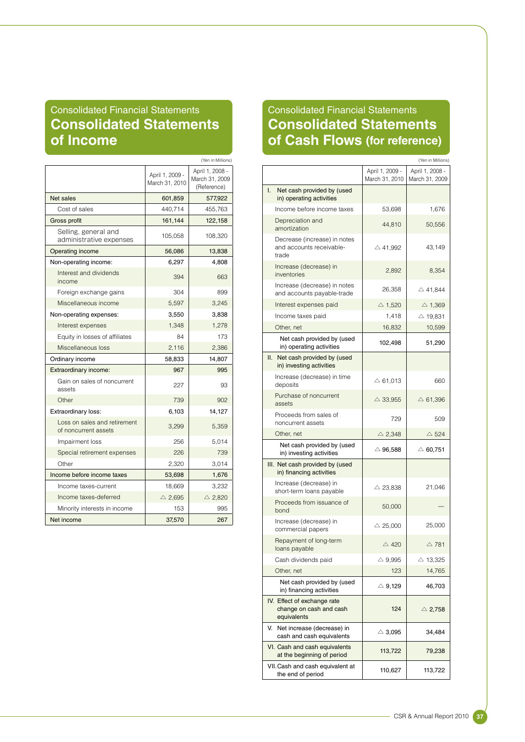## Consolidated Financial Statements

# Consolidated Statements of Income

(Yen in Millions)

| | April 1, 2009 - March 31, 2010 | April 1, 2008 - March 31, 2009 (Reference) |
|---|---|---|
| Net sales | 601,859 | 577,922 |
| Cost of sales | 440,714 | 455,763 |
| Gross profit | 161,144 | 122,158 |
| Selling, general and administrative expenses | 105,058 | 108,320 |
| Operating income | 56,086 | 13,838 |
| Non-operating income: | 6,297 | 4,808 |
| Interest and dividends income | 394 | 663 |
| Foreign exchange gains | 304 | 899 |
| Miscellaneous income | 5,597 | 3,245 |
| Non-operating expenses: | 3,550 | 3,838 |
| Interest expenses | 1,348 | 1,278 |
| Equity in losses of affiliates | 84 | 173 |
| Miscellaneous loss | 2,116 | 2,386 |
| Ordinary income | 58,833 | 14,807 |
| Extraordinary income: | 967 | 995 |
| Gain on sales of noncurrent assets | 227 | 93 |
| Other | 739 | 902 |
| Extraordinary loss: | 6,103 | 14,127 |
| Loss on sales and retirement of noncurrent assets | 3,299 | 5,359 |
| Impairment loss | 256 | 5,014 |
| Special retirement expenses | 226 | 739 |
| Other | 2,320 | 3,014 |
| Income before income taxes | 53,698 | 1,676 |
| Income taxes-current | 18,669 | 3,232 |
| Income taxes-deferred | △ 2,695 | △ 2,820 |
| Minority interests in income | 153 | 995 |
| Net income | 37,570 | 267 |

## Consolidated Financial Statements

# Consolidated Statements of Cash Flows (for reference)

(Yen in Millions)

| | April 1, 2009 - March 31, 2010 | April 1, 2008 - March 31, 2009 |
|---|---|---|
| I. Net cash provided by (used in) operating activities | | |
| Income before income taxes | 53,698 | 1,676 |
| Depreciation and amortization | 44,810 | 50,556 |
| Decrease (increase) in notes and accounts receivable-trade | △ 41,992 | 43,149 |
| Increase (decrease) in inventories | 2,892 | 8,354 |
| Increase (decrease) in notes and accounts payable-trade | 26,358 | △ 41,844 |
| Interest expenses paid | △ 1,520 | △ 1,369 |
| Income taxes paid | 1,418 | △ 19,831 |
| Other, net | 16,832 | 10,599 |
| Net cash provided by (used in) operating activities | 102,498 | 51,290 |
| II. Net cash provided by (used in) investing activities | | |
| Increase (decrease) in time deposits | △ 61,013 | 660 |
| Purchase of noncurrent assets | △ 33,955 | △ 61,396 |
| Proceeds from sales of noncurrent assets | 729 | 509 |
| Other, net | △ 2,348 | △ 524 |
| Net cash provided by (used in) investing activities | △ 96,588 | △ 60,751 |
| III. Net cash provided by (used in) financing activities | | |
| Increase (decrease) in short-term loans payable | △ 23,838 | 21,046 |
| Proceeds from issuance of bond | 50,000 | — |
| Increase (decrease) in commercial papers | △ 25,000 | 25,000 |
| Repayment of long-term loans payable | △ 420 | △ 781 |
| Cash dividends paid | △ 9,995 | △ 13,325 |
| Other, net | 123 | 14,765 |
| Net cash provided by (used in) financing activities | △ 9,129 | 46,703 |
| IV. Effect of exchange rate change on cash and cash equivalents | 124 | △ 2,758 |
| V. Net increase (decrease) in cash and cash equivalents | △ 3,095 | 34,484 |
| VI. Cash and cash equivalents at the beginning of period | 113,722 | 79,238 |
| VII. Cash and cash equivalent at the end of period | 110,627 | 113,722 |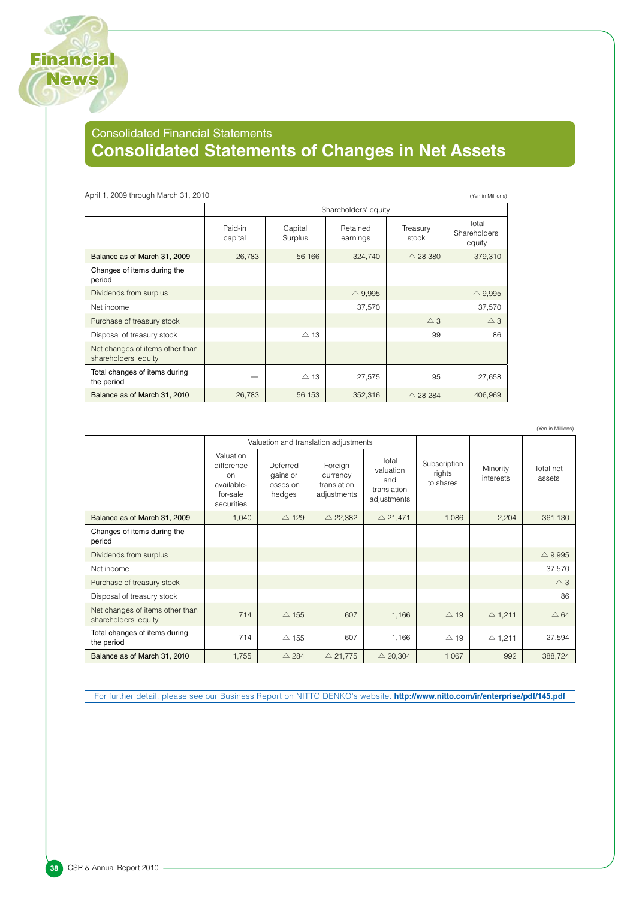Financial News

Consolidated Financial Statements

# Consolidated Statements of Changes in Net Assets

April 1, 2009 through March 31, 2010

(Yen in Millions)

| | Shareholders' equity | | | | |
|---|---|---|---|---|---|
| | Paid-in capital | Capital Surplus | Retained earnings | Treasury stock | Total Shareholders' equity |
| Balance as of March 31, 2009 | 26,783 | 56,166 | 324,740 | △ 28,380 | 379,310 |
| Changes of items during the period | | | | | |
| Dividends from surplus | | | △ 9,995 | | △ 9,995 |
| Net income | | | 37,570 | | 37,570 |
| Purchase of treasury stock | | | | △ 3 | △ 3 |
| Disposal of treasury stock | | △ 13 | | 99 | 86 |
| Net changes of items other than shareholders' equity | | | | | |
| Total changes of items during the period | — | △ 13 | 27,575 | 95 | 27,658 |
| Balance as of March 31, 2010 | 26,783 | 56,153 | 352,316 | △ 28,284 | 406,969 |

(Yen in Millions)

| | Valuation and translation adjustments | | | | Subscription rights to shares | Minority interests | Total net assets |
|---|---|---|---|---|---|---|---|
| | Valuation difference on available-for-sale securities | Deferred gains or losses on hedges | Foreign currency translation adjustments | Total valuation and translation adjustments | | | |
| Balance as of March 31, 2009 | 1,040 | △ 129 | △ 22,382 | △ 21,471 | 1,086 | 2,204 | 361,130 |
| Changes of items during the period | | | | | | | |
| Dividends from surplus | | | | | | | △ 9,995 |
| Net income | | | | | | | 37,570 |
| Purchase of treasury stock | | | | | | | △ 3 |
| Disposal of treasury stock | | | | | | | 86 |
| Net changes of items other than shareholders' equity | 714 | △ 155 | 607 | 1,166 | △ 19 | △ 1,211 | △ 64 |
| Total changes of items during the period | 714 | △ 155 | 607 | 1,166 | △ 19 | △ 1,211 | 27,594 |
| Balance as of March 31, 2010 | 1,755 | △ 284 | △ 21,775 | △ 20,304 | 1,067 | 992 | 388,724 |

For further detail, please see our Business Report on NITTO DENKO's website. **http://www.nitto.com/ir/enterprise/pdf/145.pdf**